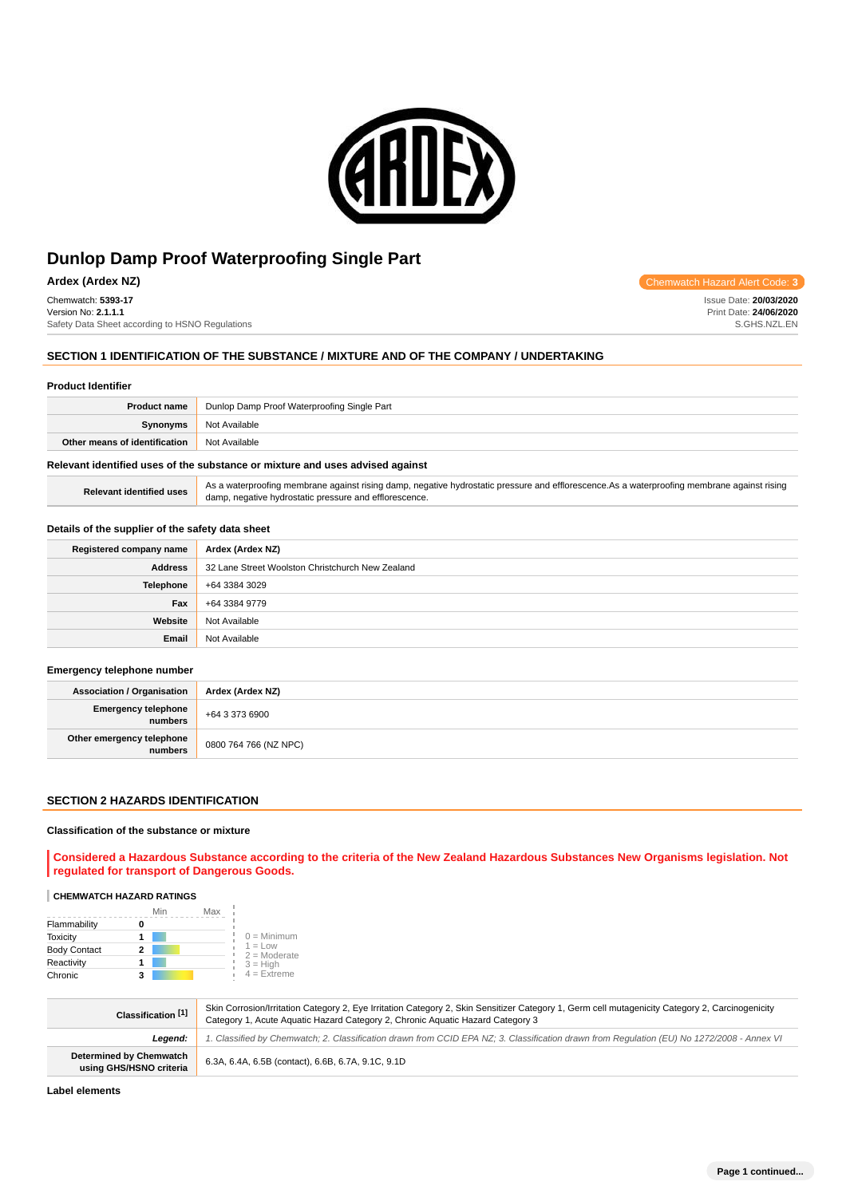# Dunlop Damp Proof Waterproofing Single Part

**Ardex (Ardex NZ)**

Chemwatch Hazard Alert Code: **3**

Chemwatch: **5393-17**
Version No: **2.1.1.1**
Safety Data Sheet according to HSNO Regulations

Issue Date: **20/03/2020**
Print Date: **24/06/2020**
S.GHS.NZL.EN

## SECTION 1 IDENTIFICATION OF THE SUBSTANCE / MIXTURE AND OF THE COMPANY / UNDERTAKING

### Product Identifier

| | |
|---|---|
| **Product name** | Dunlop Damp Proof Waterproofing Single Part |
| **Synonyms** | Not Available |
| **Other means of identification** | Not Available |

### Relevant identified uses of the substance or mixture and uses advised against

| | |
|---|---|
| **Relevant identified uses** | As a waterproofing membrane against rising damp, negative hydrostatic pressure and efflorescence.As a waterproofing membrane against rising damp, negative hydrostatic pressure and efflorescence. |

### Details of the supplier of the safety data sheet

| | |
|---|---|
| **Registered company name** | **Ardex (Ardex NZ)** |
| **Address** | 32 Lane Street Woolston Christchurch New Zealand |
| **Telephone** | +64 3384 3029 |
| **Fax** | +64 3384 9779 |
| **Website** | Not Available |
| **Email** | Not Available |

### Emergency telephone number

| | |
|---|---|
| **Association / Organisation** | **Ardex (Ardex NZ)** |
| **Emergency telephone numbers** | +64 3 373 6900 |
| **Other emergency telephone numbers** | 0800 764 766 (NZ NPC) |

## SECTION 2 HAZARDS IDENTIFICATION

### Classification of the substance or mixture

**Considered a Hazardous Substance according to the criteria of the New Zealand Hazardous Substances New Organisms legislation. Not regulated for transport of Dangerous Goods.**

**CHEMWATCH HAZARD RATINGS**

| | Rating |
|---|---|
| Flammability | 0 |
| Toxicity | 1 |
| Body Contact | 2 |
| Reactivity | 1 |
| Chronic | 3 |

0 = Minimum
1 = Low
2 = Moderate
3 = High
4 = Extreme

| | |
|---|---|
| **Classification [1]** | Skin Corrosion/Irritation Category 2, Eye Irritation Category 2, Skin Sensitizer Category 1, Germ cell mutagenicity Category 2, Carcinogenicity Category 1, Acute Aquatic Hazard Category 2, Chronic Aquatic Hazard Category 3 |
| ***Legend:*** | *1. Classified by Chemwatch; 2. Classification drawn from CCID EPA NZ; 3. Classification drawn from Regulation (EU) No 1272/2008 - Annex VI* |
| **Determined by Chemwatch using GHS/HSNO criteria** | 6.3A, 6.4A, 6.5B (contact), 6.6B, 6.7A, 9.1C, 9.1D |

### Label elements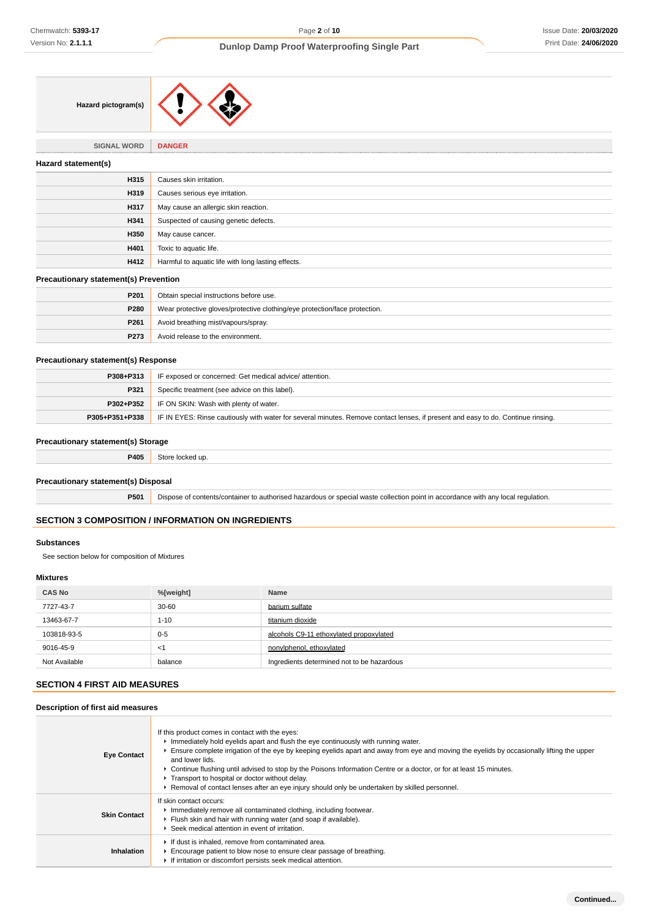| Hazard pictogram(s) | |
|---|---|

| SIGNAL WORD | DANGER |
|---|---|

### Hazard statement(s)

| | |
|---|---|
| H315 | Causes skin irritation. |
| H319 | Causes serious eye irritation. |
| H317 | May cause an allergic skin reaction. |
| H341 | Suspected of causing genetic defects. |
| H350 | May cause cancer. |
| H401 | Toxic to aquatic life. |
| H412 | Harmful to aquatic life with long lasting effects. |

### Precautionary statement(s) Prevention

| | |
|---|---|
| P201 | Obtain special instructions before use. |
| P280 | Wear protective gloves/protective clothing/eye protection/face protection. |
| P261 | Avoid breathing mist/vapours/spray. |
| P273 | Avoid release to the environment. |

### Precautionary statement(s) Response

| | |
|---|---|
| P308+P313 | IF exposed or concerned: Get medical advice/ attention. |
| P321 | Specific treatment (see advice on this label). |
| P302+P352 | IF ON SKIN: Wash with plenty of water. |
| P305+P351+P338 | IF IN EYES: Rinse cautiously with water for several minutes. Remove contact lenses, if present and easy to do. Continue rinsing. |

### Precautionary statement(s) Storage

| | |
|---|---|
| P405 | Store locked up. |

### Precautionary statement(s) Disposal

| | |
|---|---|
| P501 | Dispose of contents/container to authorised hazardous or special waste collection point in accordance with any local regulation. |

## SECTION 3 COMPOSITION / INFORMATION ON INGREDIENTS

### Substances

See section below for composition of Mixtures

### Mixtures

| CAS No | %[weight] | Name |
|---|---|---|
| 7727-43-7 | 30-60 | barium sulfate |
| 13463-67-7 | 1-10 | titanium dioxide |
| 103818-93-5 | 0-5 | alcohols C9-11 ethoxylated propoxylated |
| 9016-45-9 | <1 | nonylphenol, ethoxylated |
| Not Available | balance | Ingredients determined not to be hazardous |

## SECTION 4 FIRST AID MEASURES

### Description of first aid measures

| | |
|---|---|
| Eye Contact | If this product comes in contact with the eyes:<br>▸ Immediately hold eyelids apart and flush the eye continuously with running water.<br>▸ Ensure complete irrigation of the eye by keeping eyelids apart and away from eye and moving the eyelids by occasionally lifting the upper and lower lids.<br>▸ Continue flushing until advised to stop by the Poisons Information Centre or a doctor, or for at least 15 minutes.<br>▸ Transport to hospital or doctor without delay.<br>▸ Removal of contact lenses after an eye injury should only be undertaken by skilled personnel. |
| Skin Contact | If skin contact occurs:<br>▸ Immediately remove all contaminated clothing, including footwear.<br>▸ Flush skin and hair with running water (and soap if available).<br>▸ Seek medical attention in event of irritation. |
| Inhalation | ▸ If dust is inhaled, remove from contaminated area.<br>▸ Encourage patient to blow nose to ensure clear passage of breathing.<br>▸ If irritation or discomfort persists seek medical attention. |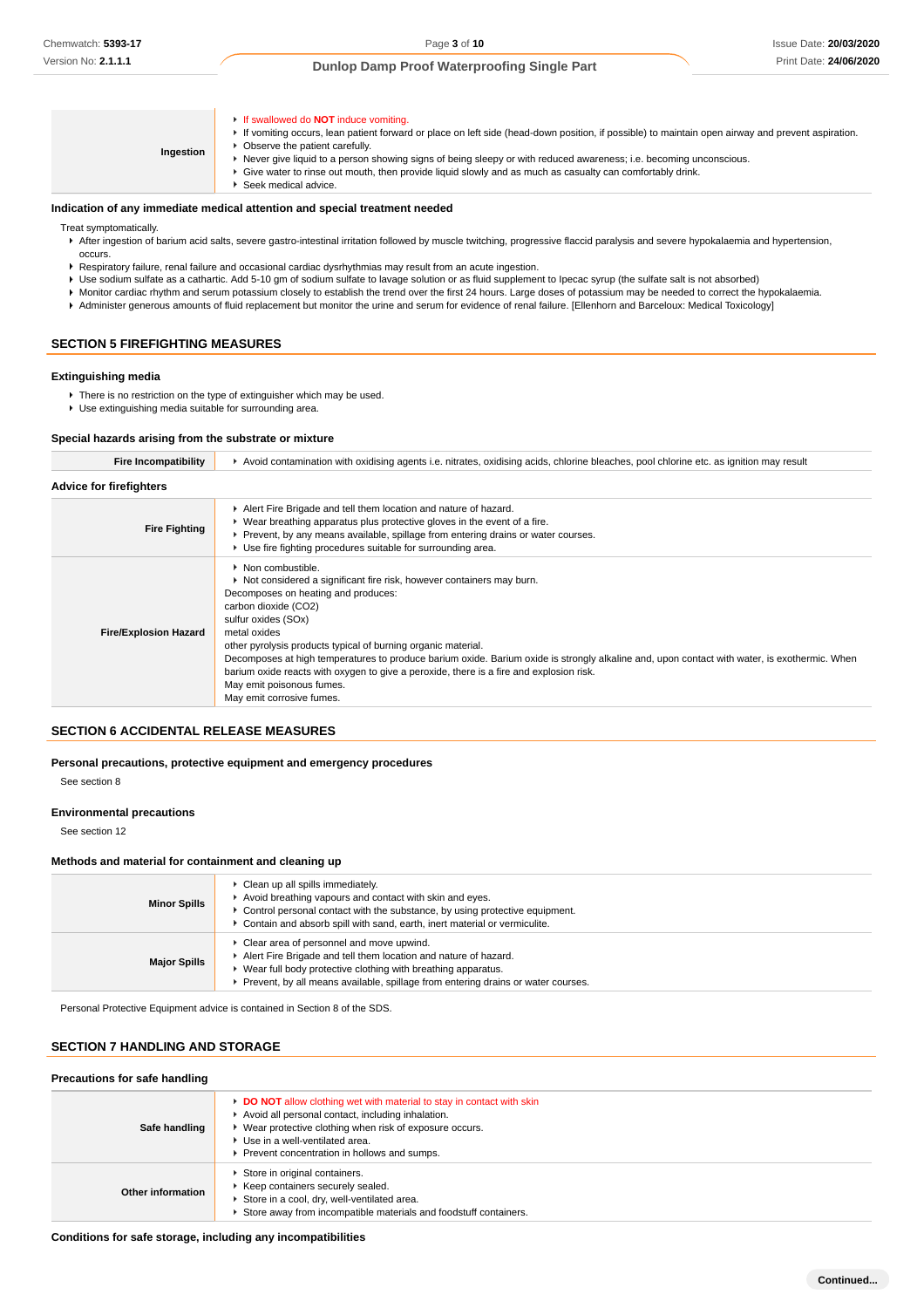| | |
|---|---|
| **Ingestion** | - If swallowed do **NOT** induce vomiting.<br>- If vomiting occurs, lean patient forward or place on left side (head-down position, if possible) to maintain open airway and prevent aspiration.<br>- Observe the patient carefully.<br>- Never give liquid to a person showing signs of being sleepy or with reduced awareness; i.e. becoming unconscious.<br>- Give water to rinse out mouth, then provide liquid slowly and as much as casualty can comfortably drink.<br>- Seek medical advice. |

### Indication of any immediate medical attention and special treatment needed

Treat symptomatically.

- After ingestion of barium acid salts, severe gastro-intestinal irritation followed by muscle twitching, progressive flaccid paralysis and severe hypokalaemia and hypertension, occurs.
- Respiratory failure, renal failure and occasional cardiac dysrhythmias may result from an acute ingestion.
- Use sodium sulfate as a cathartic. Add 5-10 gm of sodium sulfate to lavage solution or as fluid supplement to Ipecac syrup (the sulfate salt is not absorbed)
- Monitor cardiac rhythm and serum potassium closely to establish the trend over the first 24 hours. Large doses of potassium may be needed to correct the hypokalaemia.
- Administer generous amounts of fluid replacement but monitor the urine and serum for evidence of renal failure. [Ellenhorn and Barceloux: Medical Toxicology]

## SECTION 5 FIREFIGHTING MEASURES

### Extinguishing media

- There is no restriction on the type of extinguisher which may be used.
- Use extinguishing media suitable for surrounding area.

### Special hazards arising from the substrate or mixture

| | |
|---|---|
| **Fire Incompatibility** | - Avoid contamination with oxidising agents i.e. nitrates, oxidising acids, chlorine bleaches, pool chlorine etc. as ignition may result |

### Advice for firefighters

| | |
|---|---|
| **Fire Fighting** | - Alert Fire Brigade and tell them location and nature of hazard.<br>- Wear breathing apparatus plus protective gloves in the event of a fire.<br>- Prevent, by any means available, spillage from entering drains or water courses.<br>- Use fire fighting procedures suitable for surrounding area. |
| **Fire/Explosion Hazard** | - Non combustible.<br>- Not considered a significant fire risk, however containers may burn.<br>Decomposes on heating and produces:<br>carbon dioxide ($CO_2$)<br>sulfur oxides ($SO_x$)<br>metal oxides<br>other pyrolysis products typical of burning organic material.<br>Decomposes at high temperatures to produce barium oxide. Barium oxide is strongly alkaline and, upon contact with water, is exothermic. When barium oxide reacts with oxygen to give a peroxide, there is a fire and explosion risk.<br>May emit poisonous fumes.<br>May emit corrosive fumes. |

## SECTION 6 ACCIDENTAL RELEASE MEASURES

### Personal precautions, protective equipment and emergency procedures

See section 8

### Environmental precautions

See section 12

### Methods and material for containment and cleaning up

| | |
|---|---|
| **Minor Spills** | - Clean up all spills immediately.<br>- Avoid breathing vapours and contact with skin and eyes.<br>- Control personal contact with the substance, by using protective equipment.<br>- Contain and absorb spill with sand, earth, inert material or vermiculite. |
| **Major Spills** | - Clear area of personnel and move upwind.<br>- Alert Fire Brigade and tell them location and nature of hazard.<br>- Wear full body protective clothing with breathing apparatus.<br>- Prevent, by all means available, spillage from entering drains or water courses. |

Personal Protective Equipment advice is contained in Section 8 of the SDS.

## SECTION 7 HANDLING AND STORAGE

### Precautions for safe handling

| | |
|---|---|
| **Safe handling** | - **DO NOT** allow clothing wet with material to stay in contact with skin<br>- Avoid all personal contact, including inhalation.<br>- Wear protective clothing when risk of exposure occurs.<br>- Use in a well-ventilated area.<br>- Prevent concentration in hollows and sumps. |
| **Other information** | - Store in original containers.<br>- Keep containers securely sealed.<br>- Store in a cool, dry, well-ventilated area.<br>- Store away from incompatible materials and foodstuff containers. |

### Conditions for safe storage, including any incompatibilities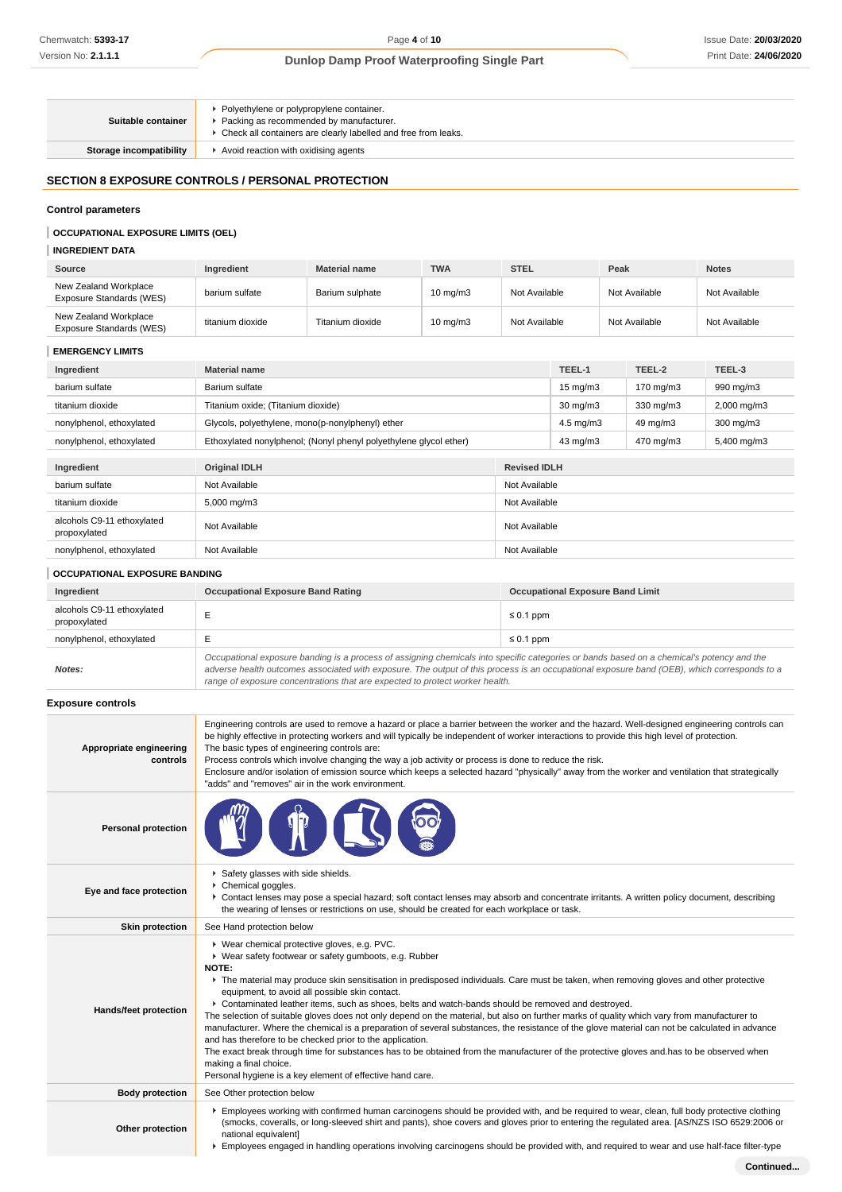| | |
|---|---|
| **Suitable container** | ▸ Polyethylene or polypropylene container.<br>▸ Packing as recommended by manufacturer.<br>▸ Check all containers are clearly labelled and free from leaks. |
| **Storage incompatibility** | ▸ Avoid reaction with oxidising agents |

## SECTION 8 EXPOSURE CONTROLS / PERSONAL PROTECTION

### Control parameters

#### OCCUPATIONAL EXPOSURE LIMITS (OEL)

#### INGREDIENT DATA

| Source | Ingredient | Material name | TWA | STEL | Peak | Notes |
|---|---|---|---|---|---|---|
| New Zealand Workplace Exposure Standards (WES) | barium sulfate | Barium sulphate | 10 mg/m3 | Not Available | Not Available | Not Available |
| New Zealand Workplace Exposure Standards (WES) | titanium dioxide | Titanium dioxide | 10 mg/m3 | Not Available | Not Available | Not Available |

#### EMERGENCY LIMITS

| Ingredient | Material name | TEEL-1 | TEEL-2 | TEEL-3 |
|---|---|---|---|---|
| barium sulfate | Barium sulfate | 15 mg/m3 | 170 mg/m3 | 990 mg/m3 |
| titanium dioxide | Titanium oxide; (Titanium dioxide) | 30 mg/m3 | 330 mg/m3 | 2,000 mg/m3 |
| nonylphenol, ethoxylated | Glycols, polyethylene, mono(p-nonylphenyl) ether | 4.5 mg/m3 | 49 mg/m3 | 300 mg/m3 |
| nonylphenol, ethoxylated | Ethoxylated nonylphenol; (Nonyl phenyl polyethylene glycol ether) | 43 mg/m3 | 470 mg/m3 | 5,400 mg/m3 |

| Ingredient | Original IDLH | Revised IDLH |
|---|---|---|
| barium sulfate | Not Available | Not Available |
| titanium dioxide | 5,000 mg/m3 | Not Available |
| alcohols C9-11 ethoxylated propoxylated | Not Available | Not Available |
| nonylphenol, ethoxylated | Not Available | Not Available |

#### OCCUPATIONAL EXPOSURE BANDING

| Ingredient | Occupational Exposure Band Rating | Occupational Exposure Band Limit |
|---|---|---|
| alcohols C9-11 ethoxylated propoxylated | E | ≤ 0.1 ppm |
| nonylphenol, ethoxylated | E | ≤ 0.1 ppm |
| ***Notes:*** | *Occupational exposure banding is a process of assigning chemicals into specific categories or bands based on a chemical's potency and the adverse health outcomes associated with exposure. The output of this process is an occupational exposure band (OEB), which corresponds to a range of exposure concentrations that are expected to protect worker health.* | |

### Exposure controls

| | |
|---|---|
| **Appropriate engineering controls** | Engineering controls are used to remove a hazard or place a barrier between the worker and the hazard. Well-designed engineering controls can be highly effective in protecting workers and will typically be independent of worker interactions to provide this high level of protection.<br>The basic types of engineering controls are:<br>Process controls which involve changing the way a job activity or process is done to reduce the risk.<br>Enclosure and/or isolation of emission source which keeps a selected hazard "physically" away from the worker and ventilation that strategically "adds" and "removes" air in the work environment. |
| **Personal protection** | |
| **Eye and face protection** | ▸ Safety glasses with side shields.<br>▸ Chemical goggles.<br>▸ Contact lenses may pose a special hazard; soft contact lenses may absorb and concentrate irritants. A written policy document, describing the wearing of lenses or restrictions on use, should be created for each workplace or task. |
| **Skin protection** | See Hand protection below |
| **Hands/feet protection** | ▸ Wear chemical protective gloves, e.g. PVC.<br>▸ Wear safety footwear or safety gumboots, e.g. Rubber<br>**NOTE:**<br>▸ The material may produce skin sensitisation in predisposed individuals. Care must be taken, when removing gloves and other protective equipment, to avoid all possible skin contact.<br>▸ Contaminated leather items, such as shoes, belts and watch-bands should be removed and destroyed.<br>The selection of suitable gloves does not only depend on the material, but also on further marks of quality which vary from manufacturer to manufacturer. Where the chemical is a preparation of several substances, the resistance of the glove material can not be calculated in advance and has therefore to be checked prior to the application.<br>The exact break through time for substances has to be obtained from the manufacturer of the protective gloves and.has to be observed when making a final choice.<br>Personal hygiene is a key element of effective hand care. |
| **Body protection** | See Other protection below |
| **Other protection** | ▸ Employees working with confirmed human carcinogens should be provided with, and be required to wear, clean, full body protective clothing (smocks, coveralls, or long-sleeved shirt and pants), shoe covers and gloves prior to entering the regulated area. [AS/NZS ISO 6529:2006 or national equivalent]<br>▸ Employees engaged in handling operations involving carcinogens should be provided with, and required to wear and use half-face filter-type |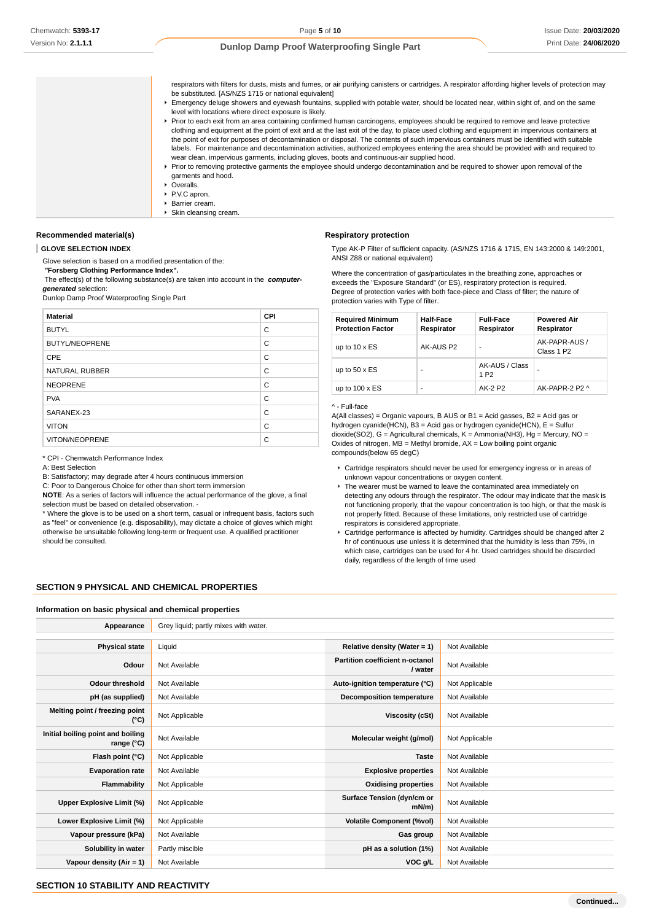respirators with filters for dusts, mists and fumes, or air purifying canisters or cartridges. A respirator affording higher levels of protection may be substituted. [AS/NZS 1715 or national equivalent]

- Emergency deluge showers and eyewash fountains, supplied with potable water, should be located near, within sight of, and on the same level with locations where direct exposure is likely.
- Prior to each exit from an area containing confirmed human carcinogens, employees should be required to remove and leave protective clothing and equipment at the point of exit and at the last exit of the day, to place used clothing and equipment in impervious containers at the point of exit for purposes of decontamination or disposal. The contents of such impervious containers must be identified with suitable labels. For maintenance and decontamination activities, authorized employees entering the area should be provided with and required to wear clean, impervious garments, including gloves, boots and continuous-air supplied hood.
- Prior to removing protective garments the employee should undergo decontamination and be required to shower upon removal of the garments and hood.
- Overalls.
- P.V.C apron.
- Barrier cream.
- Skin cleansing cream.

### Recommended material(s)

**GLOVE SELECTION INDEX**

Glove selection is based on a modified presentation of the:

**"Forsberg Clothing Performance Index".**

The effect(s) of the following substance(s) are taken into account in the ***computer-generated*** selection:

Dunlop Damp Proof Waterproofing Single Part

| Material | CPI |
|---|---|
| BUTYL | C |
| BUTYL/NEOPRENE | C |
| CPE | C |
| NATURAL RUBBER | C |
| NEOPRENE | C |
| PVA | C |
| SARANEX-23 | C |
| VITON | C |
| VITON/NEOPRENE | C |

* CPI - Chemwatch Performance Index

A: Best Selection

B: Satisfactory; may degrade after 4 hours continuous immersion

C: Poor to Dangerous Choice for other than short term immersion

**NOTE**: As a series of factors will influence the actual performance of the glove, a final selection must be based on detailed observation. -

* Where the glove is to be used on a short term, casual or infrequent basis, factors such as "feel" or convenience (e.g. disposability), may dictate a choice of gloves which might otherwise be unsuitable following long-term or frequent use. A qualified practitioner should be consulted.

### Respiratory protection

Type AK-P Filter of sufficient capacity. (AS/NZS 1716 & 1715, EN 143:2000 & 149:2001, ANSI Z88 or national equivalent)

Where the concentration of gas/particulates in the breathing zone, approaches or exceeds the "Exposure Standard" (or ES), respiratory protection is required.

Degree of protection varies with both face-piece and Class of filter; the nature of protection varies with Type of filter.

| Required Minimum Protection Factor | Half-Face Respirator | Full-Face Respirator | Powered Air Respirator |
|---|---|---|---|
| up to 10 x ES | AK-AUS P2 | - | AK-PAPR-AUS / Class 1 P2 |
| up to 50 x ES | - | AK-AUS / Class 1 P2 | - |
| up to 100 x ES | - | AK-2 P2 | AK-PAPR-2 P2 ^ |

^ - Full-face

A(All classes) = Organic vapours, B AUS or B1 = Acid gasses, B2 = Acid gas or hydrogen cyanide(HCN), B3 = Acid gas or hydrogen cyanide(HCN), E = Sulfur dioxide($SO_2$), G = Agricultural chemicals, K = Ammonia($NH_3$), Hg = Mercury, NO = Oxides of nitrogen, MB = Methyl bromide, AX = Low boiling point organic compounds(below 65 degC)

- Cartridge respirators should never be used for emergency ingress or in areas of unknown vapour concentrations or oxygen content.
- The wearer must be warned to leave the contaminated area immediately on detecting any odours through the respirator. The odour may indicate that the mask is not functioning properly, that the vapour concentration is too high, or that the mask is not properly fitted. Because of these limitations, only restricted use of cartridge respirators is considered appropriate.
- Cartridge performance is affected by humidity. Cartridges should be changed after 2 hr of continuous use unless it is determined that the humidity is less than 75%, in which case, cartridges can be used for 4 hr. Used cartridges should be discarded daily, regardless of the length of time used

## SECTION 9 PHYSICAL AND CHEMICAL PROPERTIES

### Information on basic physical and chemical properties

| Appearance | Grey liquid; partly mixes with water. | | |
|---|---|---|---|
| Physical state | Liquid | Relative density (Water = 1) | Not Available |
| Odour | Not Available | Partition coefficient n-octanol / water | Not Available |
| Odour threshold | Not Available | Auto-ignition temperature (°C) | Not Applicable |
| pH (as supplied) | Not Available | Decomposition temperature | Not Available |
| Melting point / freezing point (°C) | Not Applicable | Viscosity (cSt) | Not Available |
| Initial boiling point and boiling range (°C) | Not Available | Molecular weight (g/mol) | Not Applicable |
| Flash point (°C) | Not Applicable | Taste | Not Available |
| Evaporation rate | Not Available | Explosive properties | Not Available |
| Flammability | Not Applicable | Oxidising properties | Not Available |
| Upper Explosive Limit (%) | Not Applicable | Surface Tension (dyn/cm or mN/m) | Not Available |
| Lower Explosive Limit (%) | Not Applicable | Volatile Component (%vol) | Not Available |
| Vapour pressure (kPa) | Not Available | Gas group | Not Available |
| Solubility in water | Partly miscible | pH as a solution (1%) | Not Available |
| Vapour density (Air = 1) | Not Available | VOC g/L | Not Available |

## SECTION 10 STABILITY AND REACTIVITY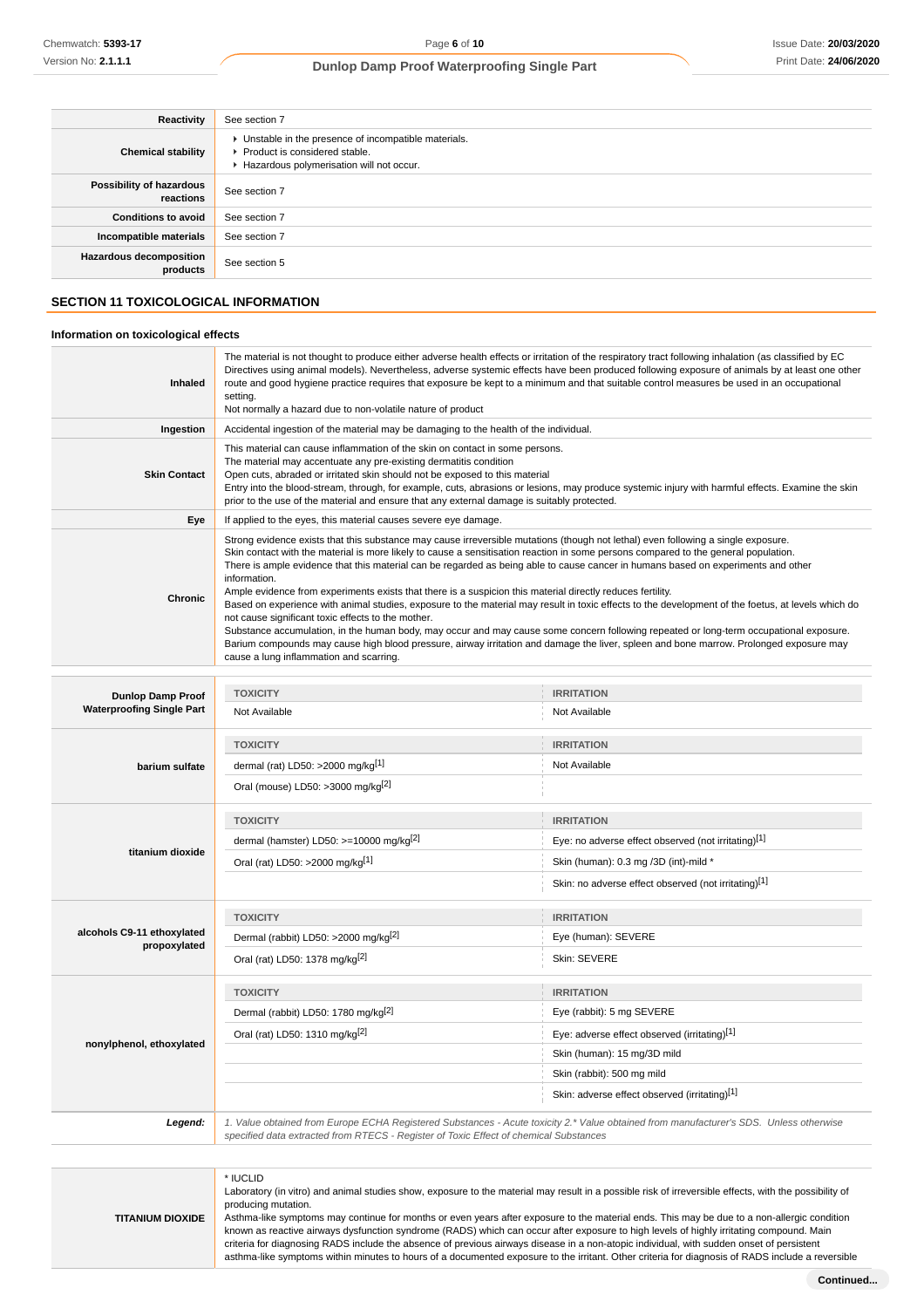| | |
|---|---|
| **Reactivity** | See section 7 |
| **Chemical stability** | ▸ Unstable in the presence of incompatible materials.<br>▸ Product is considered stable.<br>▸ Hazardous polymerisation will not occur. |
| **Possibility of hazardous reactions** | See section 7 |
| **Conditions to avoid** | See section 7 |
| **Incompatible materials** | See section 7 |
| **Hazardous decomposition products** | See section 5 |

## SECTION 11 TOXICOLOGICAL INFORMATION

### Information on toxicological effects

| | |
|---|---|
| **Inhaled** | The material is not thought to produce either adverse health effects or irritation of the respiratory tract following inhalation (as classified by EC Directives using animal models). Nevertheless, adverse systemic effects have been produced following exposure of animals by at least one other route and good hygiene practice requires that exposure be kept to a minimum and that suitable control measures be used in an occupational setting.<br>Not normally a hazard due to non-volatile nature of product |
| **Ingestion** | Accidental ingestion of the material may be damaging to the health of the individual. |
| **Skin Contact** | This material can cause inflammation of the skin on contact in some persons.<br>The material may accentuate any pre-existing dermatitis condition<br>Open cuts, abraded or irritated skin should not be exposed to this material<br>Entry into the blood-stream, through, for example, cuts, abrasions or lesions, may produce systemic injury with harmful effects. Examine the skin prior to the use of the material and ensure that any external damage is suitably protected. |
| **Eye** | If applied to the eyes, this material causes severe eye damage. |
| **Chronic** | Strong evidence exists that this substance may cause irreversible mutations (though not lethal) even following a single exposure.<br>Skin contact with the material is more likely to cause a sensitisation reaction in some persons compared to the general population.<br>There is ample evidence that this material can be regarded as being able to cause cancer in humans based on experiments and other information.<br>Ample evidence from experiments exists that there is a suspicion this material directly reduces fertility.<br>Based on experience with animal studies, exposure to the material may result in toxic effects to the development of the foetus, at levels which do not cause significant toxic effects to the mother.<br>Substance accumulation, in the human body, may occur and may cause some concern following repeated or long-term occupational exposure.<br>Barium compounds may cause high blood pressure, airway irritation and damage the liver, spleen and bone marrow. Prolonged exposure may cause a lung inflammation and scarring. |

| | TOXICITY | IRRITATION |
|---|---|---|
| **Dunlop Damp Proof Waterproofing Single Part** | Not Available | Not Available |
| **barium sulfate** | dermal (rat) LD50: >2000 mg/kg[1] | Not Available |
| | Oral (mouse) LD50: >3000 mg/kg[2] | |
| **titanium dioxide** | dermal (hamster) LD50: >=10000 mg/kg[2] | Eye: no adverse effect observed (not irritating)[1] |
| | Oral (rat) LD50: >2000 mg/kg[1] | Skin (human): 0.3 mg /3D (int)-mild * |
| | | Skin: no adverse effect observed (not irritating)[1] |
| **alcohols C9-11 ethoxylated propoxylated** | Dermal (rabbit) LD50: >2000 mg/kg[2] | Eye (human): SEVERE |
| | Oral (rat) LD50: 1378 mg/kg[2] | Skin: SEVERE |
| **nonylphenol, ethoxylated** | Dermal (rabbit) LD50: 1780 mg/kg[2] | Eye (rabbit): 5 mg SEVERE |
| | Oral (rat) LD50: 1310 mg/kg[2] | Eye: adverse effect observed (irritating)[1] |
| | | Skin (human): 15 mg/3D mild |
| | | Skin (rabbit): 500 mg mild |
| | | Skin: adverse effect observed (irritating)[1] |
| ***Legend:*** | *1. Value obtained from Europe ECHA Registered Substances - Acute toxicity 2.* Value obtained from manufacturer's SDS. Unless otherwise specified data extracted from RTECS - Register of Toxic Effect of chemical Substances* | |

| | |
|---|---|
| **TITANIUM DIOXIDE** | * IUCLID<br>Laboratory (in vitro) and animal studies show, exposure to the material may result in a possible risk of irreversible effects, with the possibility of producing mutation.<br>Asthma-like symptoms may continue for months or even years after exposure to the material ends. This may be due to a non-allergic condition known as reactive airways dysfunction syndrome (RADS) which can occur after exposure to high levels of highly irritating compound. Main criteria for diagnosing RADS include the absence of previous airways disease in a non-atopic individual, with sudden onset of persistent asthma-like symptoms within minutes to hours of a documented exposure to the irritant. Other criteria for diagnosis of RADS include a reversible |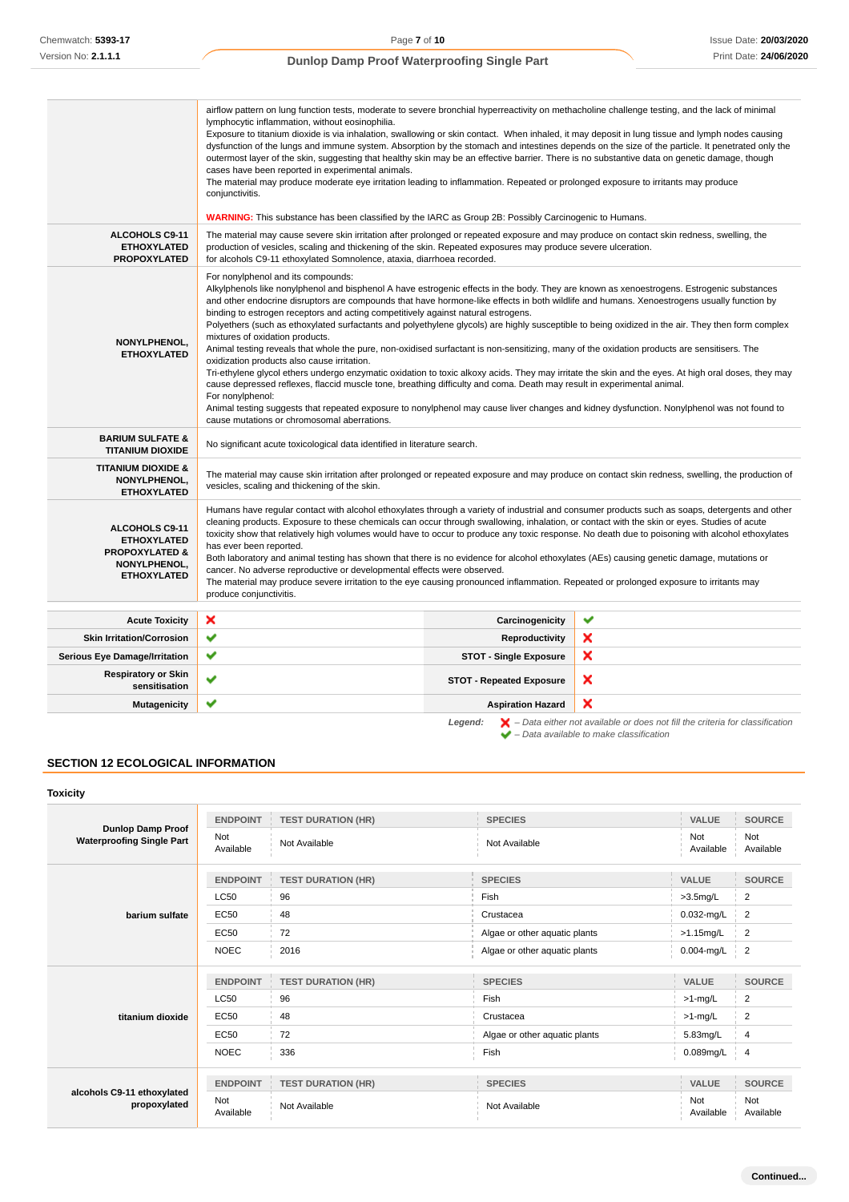| | |
|---|---|
| | airflow pattern on lung function tests, moderate to severe bronchial hyperreactivity on methacholine challenge testing, and the lack of minimal lymphocytic inflammation, without eosinophilia.<br>Exposure to titanium dioxide is via inhalation, swallowing or skin contact. When inhaled, it may deposit in lung tissue and lymph nodes causing dysfunction of the lungs and immune system. Absorption by the stomach and intestines depends on the size of the particle. It penetrated only the outermost layer of the skin, suggesting that healthy skin may be an effective barrier. There is no substantive data on genetic damage, though cases have been reported in experimental animals.<br>The material may produce moderate eye irritation leading to inflammation. Repeated or prolonged exposure to irritants may produce conjunctivitis.<br><br>**WARNING:** This substance has been classified by the IARC as Group 2B: Possibly Carcinogenic to Humans. |
| **ALCOHOLS C9-11 ETHOXYLATED PROPOXYLATED** | The material may cause severe skin irritation after prolonged or repeated exposure and may produce on contact skin redness, swelling, the production of vesicles, scaling and thickening of the skin. Repeated exposures may produce severe ulceration.<br>for alcohols C9-11 ethoxylated Somnolence, ataxia, diarrhoea recorded. |
| **NONYLPHENOL, ETHOXYLATED** | For nonylphenol and its compounds:<br>Alkylphenols like nonylphenol and bisphenol A have estrogenic effects in the body. They are known as xenoestrogens. Estrogenic substances and other endocrine disruptors are compounds that have hormone-like effects in both wildlife and humans. Xenoestrogens usually function by binding to estrogen receptors and acting competitively against natural estrogens.<br>Polyethers (such as ethoxylated surfactants and polyethylene glycols) are highly susceptible to being oxidized in the air. They then form complex mixtures of oxidation products.<br>Animal testing reveals that whole the pure, non-oxidised surfactant is non-sensitizing, many of the oxidation products are sensitisers. The oxidation products also cause irritation.<br>Tri-ethylene glycol ethers undergo enzymatic oxidation to toxic alkoxy acids. They may irritate the skin and the eyes. At high oral doses, they may cause depressed reflexes, flaccid muscle tone, breathing difficulty and coma. Death may result in experimental animal.<br>For nonylphenol:<br>Animal testing suggests that repeated exposure to nonylphenol may cause liver changes and kidney dysfunction. Nonylphenol was not found to cause mutations or chromosomal aberrations. |
| **BARIUM SULFATE & TITANIUM DIOXIDE** | No significant acute toxicological data identified in literature search. |
| **TITANIUM DIOXIDE & NONYLPHENOL, ETHOXYLATED** | The material may cause skin irritation after prolonged or repeated exposure and may produce on contact skin redness, swelling, the production of vesicles, scaling and thickening of the skin. |
| **ALCOHOLS C9-11 ETHOXYLATED PROPOXYLATED & NONYLPHENOL, ETHOXYLATED** | Humans have regular contact with alcohol ethoxylates through a variety of industrial and consumer products such as soaps, detergents and other cleaning products. Exposure to these chemicals can occur through swallowing, inhalation, or contact with the skin or eyes. Studies of acute toxicity show that relatively high volumes would have to occur to produce any toxic response. No death due to poisoning with alcohol ethoxylates has ever been reported.<br>Both laboratory and animal testing has shown that there is no evidence for alcohol ethoxylates (AEs) causing genetic damage, mutations or cancer. No adverse reproductive or developmental effects were observed.<br>The material may produce severe irritation to the eye causing pronounced inflammation. Repeated or prolonged exposure to irritants may produce conjunctivitis. |

| | | | |
|---|---|---|---|
| **Acute Toxicity** | ✘ | **Carcinogenicity** | ✔ |
| **Skin Irritation/Corrosion** | ✔ | **Reproductivity** | ✘ |
| **Serious Eye Damage/Irritation** | ✔ | **STOT - Single Exposure** | ✘ |
| **Respiratory or Skin sensitisation** | ✔ | **STOT - Repeated Exposure** | ✘ |
| **Mutagenicity** | ✔ | **Aspiration Hazard** | ✘ |

*Legend:* ✘ *– Data either not available or does not fill the criteria for classification*
✔ *– Data available to make classification*

## SECTION 12 ECOLOGICAL INFORMATION

### Toxicity

| Dunlop Damp Proof Waterproofing Single Part | ENDPOINT | TEST DURATION (HR) | SPECIES | VALUE | SOURCE |
|---|---|---|---|---|---|
| | Not Available | Not Available | Not Available | Not Available | Not Available |

| barium sulfate | ENDPOINT | TEST DURATION (HR) | SPECIES | VALUE | SOURCE |
|---|---|---|---|---|---|
| | LC50 | 96 | Fish | >3.5mg/L | 2 |
| | EC50 | 48 | Crustacea | 0.032-mg/L | 2 |
| | EC50 | 72 | Algae or other aquatic plants | >1.15mg/L | 2 |
| | NOEC | 2016 | Algae or other aquatic plants | 0.004-mg/L | 2 |

| titanium dioxide | ENDPOINT | TEST DURATION (HR) | SPECIES | VALUE | SOURCE |
|---|---|---|---|---|---|
| | LC50 | 96 | Fish | >1-mg/L | 2 |
| | EC50 | 48 | Crustacea | >1-mg/L | 2 |
| | EC50 | 72 | Algae or other aquatic plants | 5.83mg/L | 4 |
| | NOEC | 336 | Fish | 0.089mg/L | 4 |

| alcohols C9-11 ethoxylated propoxylated | ENDPOINT | TEST DURATION (HR) | SPECIES | VALUE | SOURCE |
|---|---|---|---|---|---|
| | Not Available | Not Available | Not Available | Not Available | Not Available |

Continued...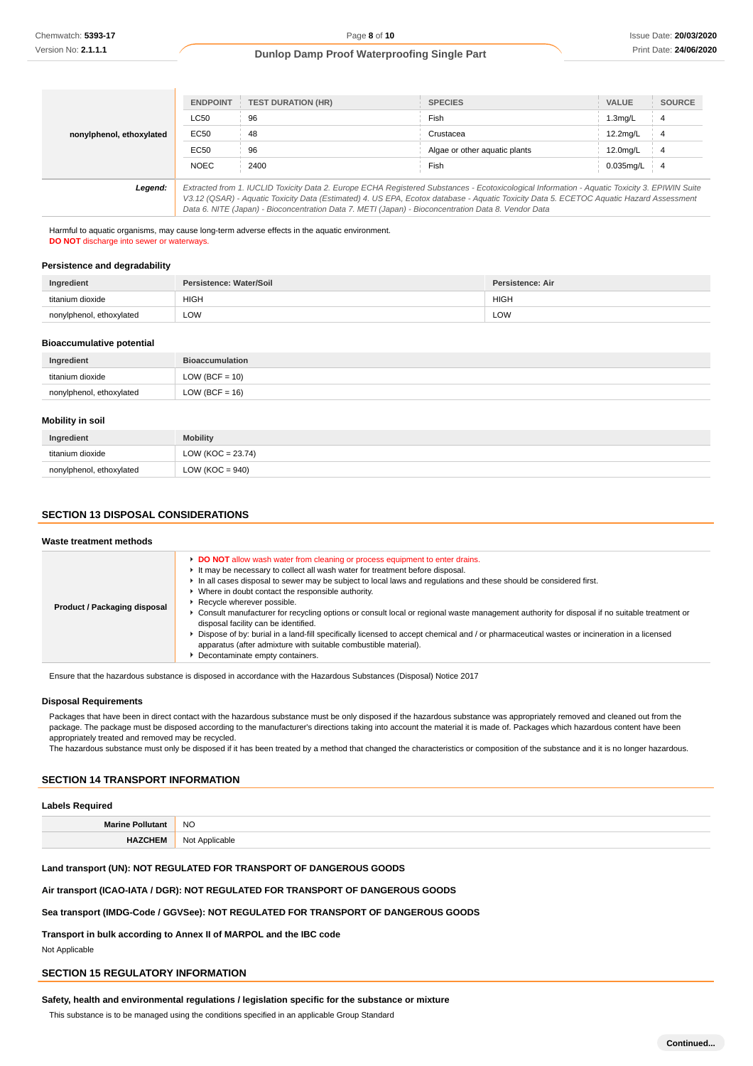| | ENDPOINT | TEST DURATION (HR) | SPECIES | VALUE | SOURCE |
|---|---|---|---|---|---|
| **nonylphenol, ethoxylated** | LC50 | 96 | Fish | 1.3mg/L | 4 |
| | EC50 | 48 | Crustacea | 12.2mg/L | 4 |
| | EC50 | 96 | Algae or other aquatic plants | 12.0mg/L | 4 |
| | NOEC | 2400 | Fish | 0.035mg/L | 4 |
| ***Legend:*** | *Extracted from 1. IUCLID Toxicity Data 2. Europe ECHA Registered Substances - Ecotoxicological Information - Aquatic Toxicity 3. EPIWIN Suite V3.12 (QSAR) - Aquatic Toxicity Data (Estimated) 4. US EPA, Ecotox database - Aquatic Toxicity Data 5. ECETOC Aquatic Hazard Assessment Data 6. NITE (Japan) - Bioconcentration Data 7. METI (Japan) - Bioconcentration Data 8. Vendor Data* | | | | |

Harmful to aquatic organisms, may cause long-term adverse effects in the aquatic environment.
**DO NOT** discharge into sewer or waterways.

### Persistence and degradability

| Ingredient | Persistence: Water/Soil | Persistence: Air |
|---|---|---|
| titanium dioxide | HIGH | HIGH |
| nonylphenol, ethoxylated | LOW | LOW |

### Bioaccumulative potential

| Ingredient | Bioaccumulation |
|---|---|
| titanium dioxide | LOW (BCF = 10) |
| nonylphenol, ethoxylated | LOW (BCF = 16) |

### Mobility in soil

| Ingredient | Mobility |
|---|---|
| titanium dioxide | LOW (KOC = 23.74) |
| nonylphenol, ethoxylated | LOW (KOC = 940) |

## SECTION 13 DISPOSAL CONSIDERATIONS

### Waste treatment methods

| | |
|---|---|
| **Product / Packaging disposal** | ▸ **DO NOT** allow wash water from cleaning or process equipment to enter drains.<br>▸ It may be necessary to collect all wash water for treatment before disposal.<br>▸ In all cases disposal to sewer may be subject to local laws and regulations and these should be considered first.<br>▸ Where in doubt contact the responsible authority.<br>▸ Recycle wherever possible.<br>▸ Consult manufacturer for recycling options or consult local or regional waste management authority for disposal if no suitable treatment or disposal facility can be identified.<br>▸ Dispose of by: burial in a land-fill specifically licensed to accept chemical and / or pharmaceutical wastes or incineration in a licensed apparatus (after admixture with suitable combustible material).<br>▸ Decontaminate empty containers. |

Ensure that the hazardous substance is disposed in accordance with the Hazardous Substances (Disposal) Notice 2017

### Disposal Requirements

Packages that have been in direct contact with the hazardous substance must be only disposed if the hazardous substance was appropriately removed and cleaned out from the package. The package must be disposed according to the manufacturer's directions taking into account the material it is made of. Packages which hazardous content have been appropriately treated and removed may be recycled.
The hazardous substance must only be disposed if it has been treated by a method that changed the characteristics or composition of the substance and it is no longer hazardous.

## SECTION 14 TRANSPORT INFORMATION

### Labels Required

| | |
|---|---|
| **Marine Pollutant** | NO |
| **HAZCHEM** | Not Applicable |

**Land transport (UN): NOT REGULATED FOR TRANSPORT OF DANGEROUS GOODS**

**Air transport (ICAO-IATA / DGR): NOT REGULATED FOR TRANSPORT OF DANGEROUS GOODS**

**Sea transport (IMDG-Code / GGVSee): NOT REGULATED FOR TRANSPORT OF DANGEROUS GOODS**

**Transport in bulk according to Annex II of MARPOL and the IBC code**

Not Applicable

## SECTION 15 REGULATORY INFORMATION

**Safety, health and environmental regulations / legislation specific for the substance or mixture**

This substance is to be managed using the conditions specified in an applicable Group Standard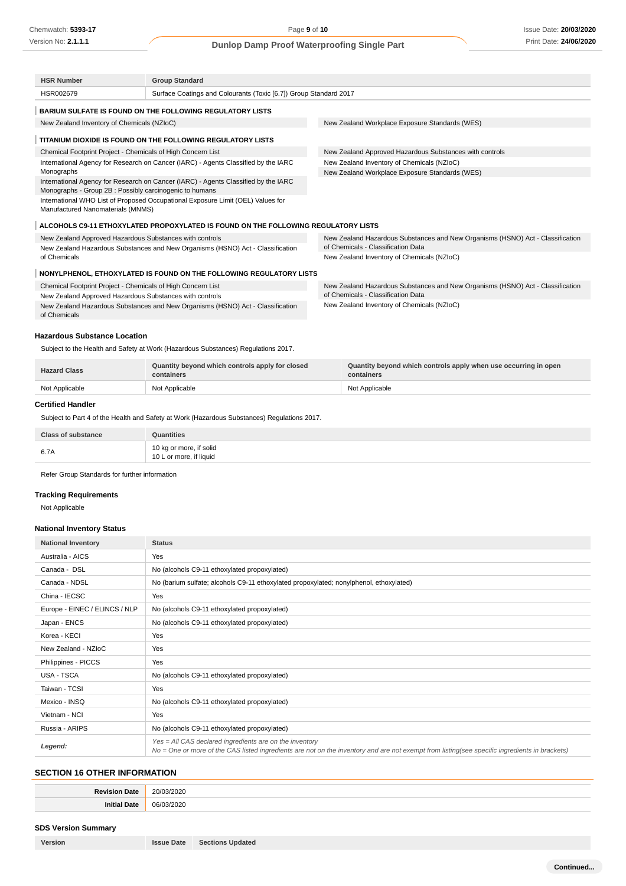| HSR Number | Group Standard |
|---|---|
| HSR002679 | Surface Coatings and Colourants (Toxic [6.7]) Group Standard 2017 |

**BARIUM SULFATE IS FOUND ON THE FOLLOWING REGULATORY LISTS**

New Zealand Inventory of Chemicals (NZIoC)

New Zealand Workplace Exposure Standards (WES)

**TITANIUM DIOXIDE IS FOUND ON THE FOLLOWING REGULATORY LISTS**

Chemical Footprint Project - Chemicals of High Concern List

International Agency for Research on Cancer (IARC) - Agents Classified by the IARC Monographs

International Agency for Research on Cancer (IARC) - Agents Classified by the IARC Monographs - Group 2B : Possibly carcinogenic to humans

International WHO List of Proposed Occupational Exposure Limit (OEL) Values for Manufactured Nanomaterials (MNMS)

New Zealand Approved Hazardous Substances with controls

New Zealand Inventory of Chemicals (NZIoC)

New Zealand Workplace Exposure Standards (WES)

**ALCOHOLS C9-11 ETHOXYLATED PROPOXYLATED IS FOUND ON THE FOLLOWING REGULATORY LISTS**

New Zealand Approved Hazardous Substances with controls

New Zealand Hazardous Substances and New Organisms (HSNO) Act - Classification of Chemicals

New Zealand Hazardous Substances and New Organisms (HSNO) Act - Classification of Chemicals - Classification Data

New Zealand Inventory of Chemicals (NZIoC)

**NONYLPHENOL, ETHOXYLATED IS FOUND ON THE FOLLOWING REGULATORY LISTS**

Chemical Footprint Project - Chemicals of High Concern List

New Zealand Approved Hazardous Substances with controls

New Zealand Hazardous Substances and New Organisms (HSNO) Act - Classification of Chemicals

New Zealand Hazardous Substances and New Organisms (HSNO) Act - Classification of Chemicals - Classification Data

New Zealand Inventory of Chemicals (NZIoC)

### Hazardous Substance Location

Subject to the Health and Safety at Work (Hazardous Substances) Regulations 2017.

| Hazard Class | Quantity beyond which controls apply for closed containers | Quantity beyond which controls apply when use occurring in open containers |
|---|---|---|
| Not Applicable | Not Applicable | Not Applicable |

### Certified Handler

Subject to Part 4 of the Health and Safety at Work (Hazardous Substances) Regulations 2017.

| Class of substance | Quantities |
|---|---|
| 6.7A | 10 kg or more, if solid<br>10 L or more, if liquid |

Refer Group Standards for further information

### Tracking Requirements

Not Applicable

### National Inventory Status

| National Inventory | Status |
|---|---|
| Australia - AICS | Yes |
| Canada - DSL | No (alcohols C9-11 ethoxylated propoxylated) |
| Canada - NDSL | No (barium sulfate; alcohols C9-11 ethoxylated propoxylated; nonylphenol, ethoxylated) |
| China - IECSC | Yes |
| Europe - EINEC / ELINCS / NLP | No (alcohols C9-11 ethoxylated propoxylated) |
| Japan - ENCS | No (alcohols C9-11 ethoxylated propoxylated) |
| Korea - KECI | Yes |
| New Zealand - NZIoC | Yes |
| Philippines - PICCS | Yes |
| USA - TSCA | No (alcohols C9-11 ethoxylated propoxylated) |
| Taiwan - TCSI | Yes |
| Mexico - INSQ | No (alcohols C9-11 ethoxylated propoxylated) |
| Vietnam - NCI | Yes |
| Russia - ARIPS | No (alcohols C9-11 ethoxylated propoxylated) |
| ***Legend:*** | *Yes = All CAS declared ingredients are on the inventory*<br>*No = One or more of the CAS listed ingredients are not on the inventory and are not exempt from listing(see specific ingredients in brackets)* |

## SECTION 16 OTHER INFORMATION

| **Revision Date** | 20/03/2020 |
|---|---|
| **Initial Date** | 06/03/2020 |

### SDS Version Summary

| Version | Issue Date | Sections Updated |
|---|---|---|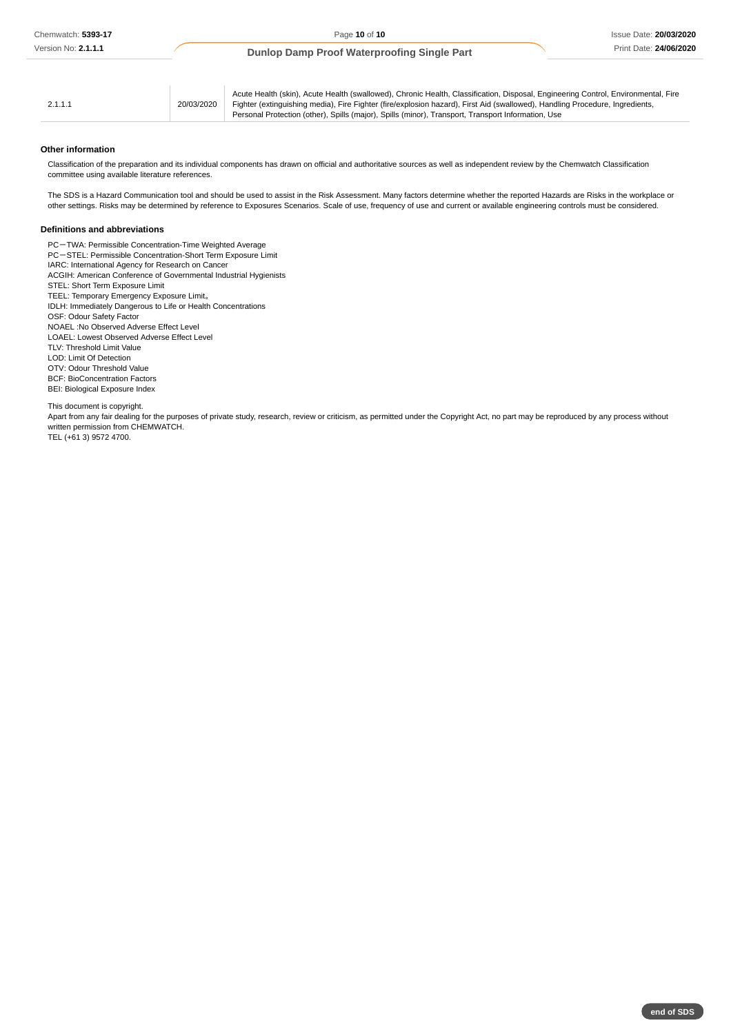| | | |
|---|---|---|
| 2.1.1.1 | 20/03/2020 | Acute Health (skin), Acute Health (swallowed), Chronic Health, Classification, Disposal, Engineering Control, Environmental, Fire Fighter (extinguishing media), Fire Fighter (fire/explosion hazard), First Aid (swallowed), Handling Procedure, Ingredients, Personal Protection (other), Spills (major), Spills (minor), Transport, Transport Information, Use |

### Other information

Classification of the preparation and its individual components has drawn on official and authoritative sources as well as independent review by the Chemwatch Classification committee using available literature references.

The SDS is a Hazard Communication tool and should be used to assist in the Risk Assessment. Many factors determine whether the reported Hazards are Risks in the workplace or other settings. Risks may be determined by reference to Exposures Scenarios. Scale of use, frequency of use and current or available engineering controls must be considered.

### Definitions and abbreviations

PC－TWA: Permissible Concentration-Time Weighted Average
PC－STEL: Permissible Concentration-Short Term Exposure Limit
IARC: International Agency for Research on Cancer
ACGIH: American Conference of Governmental Industrial Hygienists
STEL: Short Term Exposure Limit
TEEL: Temporary Emergency Exposure Limit。
IDLH: Immediately Dangerous to Life or Health Concentrations
OSF: Odour Safety Factor
NOAEL :No Observed Adverse Effect Level
LOAEL: Lowest Observed Adverse Effect Level
TLV: Threshold Limit Value
LOD: Limit Of Detection
OTV: Odour Threshold Value
BCF: BioConcentration Factors
BEI: Biological Exposure Index

This document is copyright.
Apart from any fair dealing for the purposes of private study, research, review or criticism, as permitted under the Copyright Act, no part may be reproduced by any process without written permission from CHEMWATCH.
TEL (+61 3) 9572 4700.

end of SDS